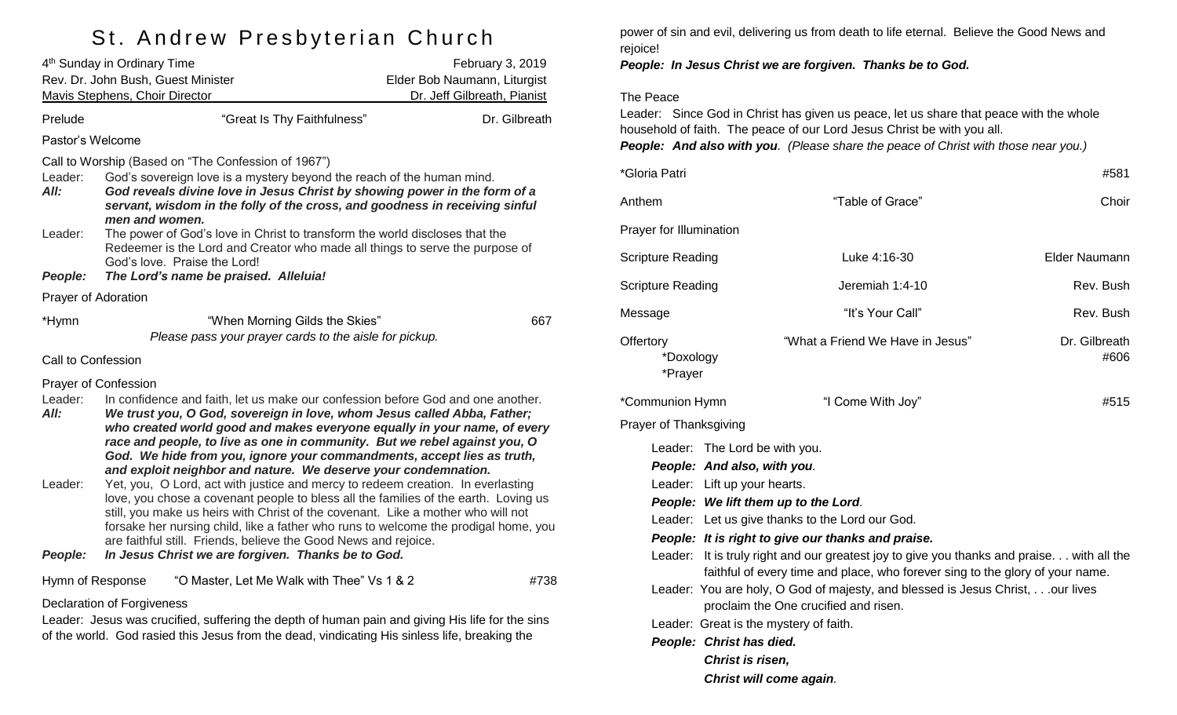# St. Andrew Presbyterian Church

4th Sunday in Ordinary Time — February 3, 2019
Rev. Dr. John Bush, Guest Minister — Elder Bob Naumann, Liturgist
Mavis Stephens, Choir Director — Dr. Jeff Gilbreath, Pianist

Prelude — "Great Is Thy Faithfulness" — Dr. Gilbreath

Pastor's Welcome

Call to Worship (Based on "The Confession of 1967")

Leader: God's sovereign love is a mystery beyond the reach of the human mind.
***All:*** ***God reveals divine love in Jesus Christ by showing power in the form of a servant, wisdom in the folly of the cross, and goodness in receiving sinful men and women.***
Leader: The power of God's love in Christ to transform the world discloses that the Redeemer is the Lord and Creator who made all things to serve the purpose of God's love. Praise the Lord!
***People:*** ***The Lord's name be praised. Alleluia!***

Prayer of Adoration

*Hymn — "When Morning Gilds the Skies" — 667
*Please pass your prayer cards to the aisle for pickup.*

Call to Confession

Prayer of Confession

Leader: In confidence and faith, let us make our confession before God and one another.
***All:*** ***We trust you, O God, sovereign in love, whom Jesus called Abba, Father; who created world good and makes everyone equally in your name, of every race and people, to live as one in community. But we rebel against you, O God. We hide from you, ignore your commandments, accept lies as truth, and exploit neighbor and nature. We deserve your condemnation.***
Leader: Yet, you, O Lord, act with justice and mercy to redeem creation. In everlasting love, you chose a covenant people to bless all the families of the earth. Loving us still, you make us heirs with Christ of the covenant. Like a mother who will not forsake her nursing child, like a father who runs to welcome the prodigal home, you are faithful still. Friends, believe the Good News and rejoice.
***People:*** ***In Jesus Christ we are forgiven. Thanks be to God.***

Hymn of Response — "O Master, Let Me Walk with Thee" Vs 1 & 2 — #738

Declaration of Forgiveness

Leader: Jesus was crucified, suffering the depth of human pain and giving His life for the sins of the world. God rasied this Jesus from the dead, vindicating His sinless life, breaking the power of sin and evil, delivering us from death to life eternal. Believe the Good News and rejoice!
***People: In Jesus Christ we are forgiven. Thanks be to God.***

The Peace

Leader: Since God in Christ has given us peace, let us share that peace with the whole household of faith. The peace of our Lord Jesus Christ be with you all.
***People: And also with you****. (Please share the peace of Christ with those near you.)*

*Gloria Patri — #581

Anthem — "Table of Grace" — Choir

Prayer for Illumination

Scripture Reading — Luke 4:16-30 — Elder Naumann

Scripture Reading — Jeremiah 1:4-10 — Rev. Bush

Message — "It's Your Call" — Rev. Bush

Offertory — "What a Friend We Have in Jesus" — Dr. Gilbreath
*Doxology — #606
*Prayer

*Communion Hymn — "I Come With Joy" — #515

Prayer of Thanksgiving

Leader: The Lord be with you.
***People: And also, with you****.*
Leader: Lift up your hearts.
***People: We lift them up to the Lord****.*
Leader: Let us give thanks to the Lord our God.
***People: It is right to give our thanks and praise.***
Leader: It is truly right and our greatest joy to give you thanks and praise. . . with all the faithful of every time and place, who forever sing to the glory of your name.
Leader: You are holy, O God of majesty, and blessed is Jesus Christ, . . .our lives proclaim the One crucified and risen.
Leader: Great is the mystery of faith.
***People: Christ has died.***
***Christ is risen,***
***Christ will come again****.*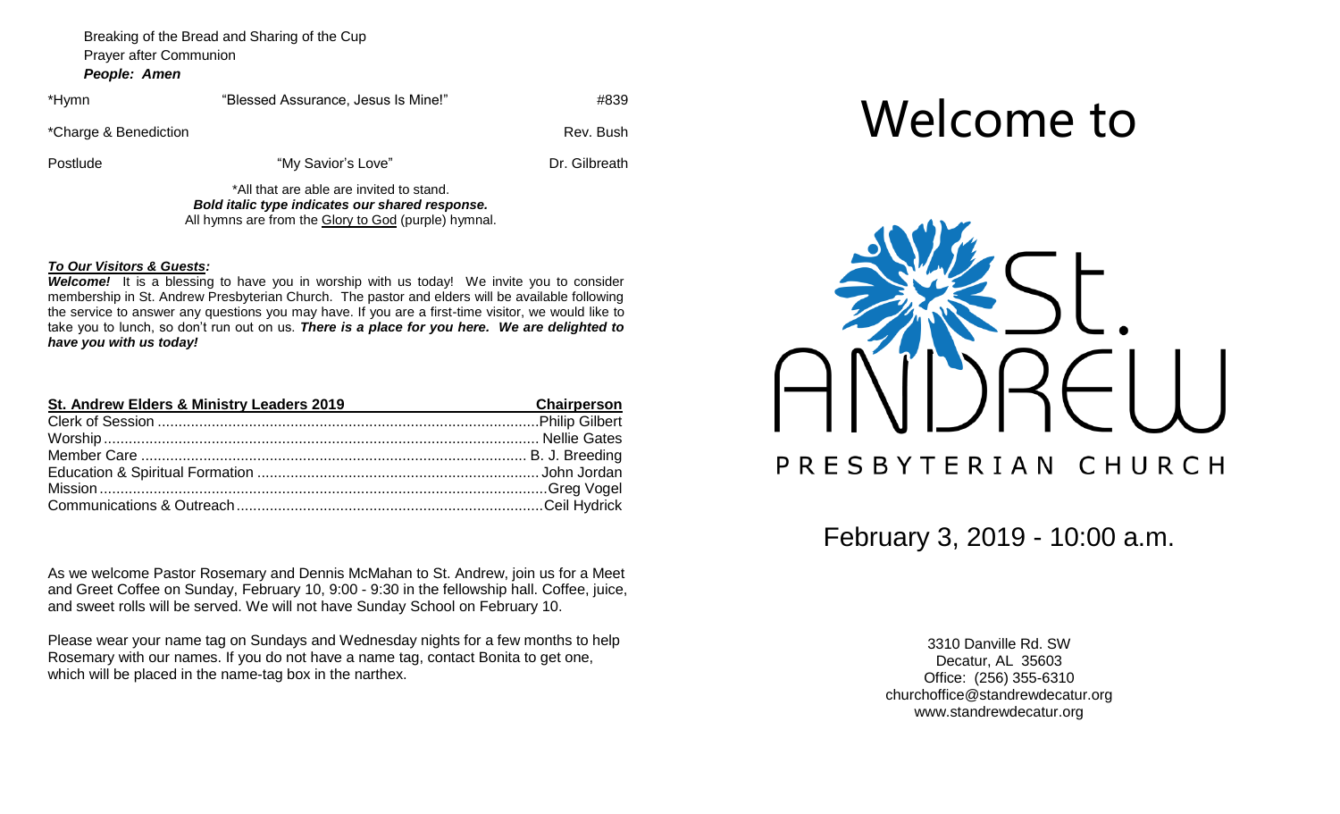Breaking of the Bread and Sharing of the Cup
Prayer after Communion
***People: Amen***

| | | |
|---|---|---|
| *Hymn | "Blessed Assurance, Jesus Is Mine!" | #839 |
| *Charge & Benediction | | Rev. Bush |
| Postlude | "My Savior's Love" | Dr. Gilbreath |

*All that are able are invited to stand.
***Bold italic type indicates our shared response.***
All hymns are from the Glory to God (purple) hymnal.

***To Our Visitors & Guests:***

***Welcome!*** It is a blessing to have you in worship with us today! We invite you to consider membership in St. Andrew Presbyterian Church. The pastor and elders will be available following the service to answer any questions you may have. If you are a first-time visitor, we would like to take you to lunch, so don't run out on us. ***There is a place for you here. We are delighted to have you with us today!***

| St. Andrew Elders & Ministry Leaders 2019 | Chairperson |
|---|---|
| Clerk of Session | Philip Gilbert |
| Worship | Nellie Gates |
| Member Care | B. J. Breeding |
| Education & Spiritual Formation | John Jordan |
| Mission | Greg Vogel |
| Communications & Outreach | Ceil Hydrick |

As we welcome Pastor Rosemary and Dennis McMahan to St. Andrew, join us for a Meet and Greet Coffee on Sunday, February 10, 9:00 - 9:30 in the fellowship hall. Coffee, juice, and sweet rolls will be served. We will not have Sunday School on February 10.

Please wear your name tag on Sundays and Wednesday nights for a few months to help Rosemary with our names. If you do not have a name tag, contact Bonita to get one, which will be placed in the name-tag box in the narthex.

# Welcome to

# St. ANDREW PRESBYTERIAN CHURCH

## February 3, 2019 - 10:00 a.m.

3310 Danville Rd. SW
Decatur, AL 35603
Office: (256) 355-6310
churchoffice@standrewdecatur.org
www.standrewdecatur.org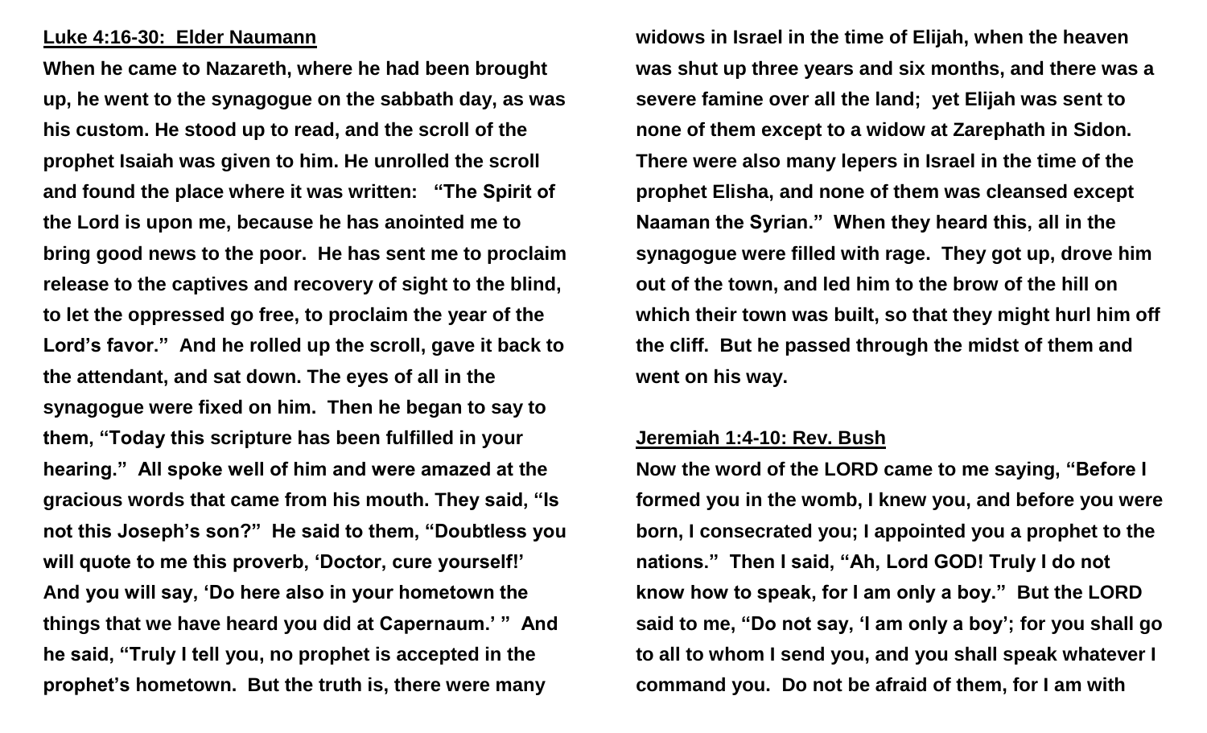**Luke 4:16-30: Elder Naumann**

**When he came to Nazareth, where he had been brought up, he went to the synagogue on the sabbath day, as was his custom. He stood up to read, and the scroll of the prophet Isaiah was given to him. He unrolled the scroll and found the place where it was written: "The Spirit of the Lord is upon me, because he has anointed me to bring good news to the poor. He has sent me to proclaim release to the captives and recovery of sight to the blind, to let the oppressed go free, to proclaim the year of the Lord's favor." And he rolled up the scroll, gave it back to the attendant, and sat down. The eyes of all in the synagogue were fixed on him. Then he began to say to them, "Today this scripture has been fulfilled in your hearing." All spoke well of him and were amazed at the gracious words that came from his mouth. They said, "Is not this Joseph's son?" He said to them, "Doubtless you will quote to me this proverb, 'Doctor, cure yourself!' And you will say, 'Do here also in your hometown the things that we have heard you did at Capernaum.' " And he said, "Truly I tell you, no prophet is accepted in the prophet's hometown. But the truth is, there were many widows in Israel in the time of Elijah, when the heaven was shut up three years and six months, and there was a severe famine over all the land; yet Elijah was sent to none of them except to a widow at Zarephath in Sidon. There were also many lepers in Israel in the time of the prophet Elisha, and none of them was cleansed except Naaman the Syrian." When they heard this, all in the synagogue were filled with rage. They got up, drove him out of the town, and led him to the brow of the hill on which their town was built, so that they might hurl him off the cliff. But he passed through the midst of them and went on his way.**

**Jeremiah 1:4-10: Rev. Bush**

**Now the word of the LORD came to me saying, "Before I formed you in the womb, I knew you, and before you were born, I consecrated you; I appointed you a prophet to the nations." Then I said, "Ah, Lord GOD! Truly I do not know how to speak, for I am only a boy." But the LORD said to me, "Do not say, 'I am only a boy'; for you shall go to all to whom I send you, and you shall speak whatever I command you. Do not be afraid of them, for I am with**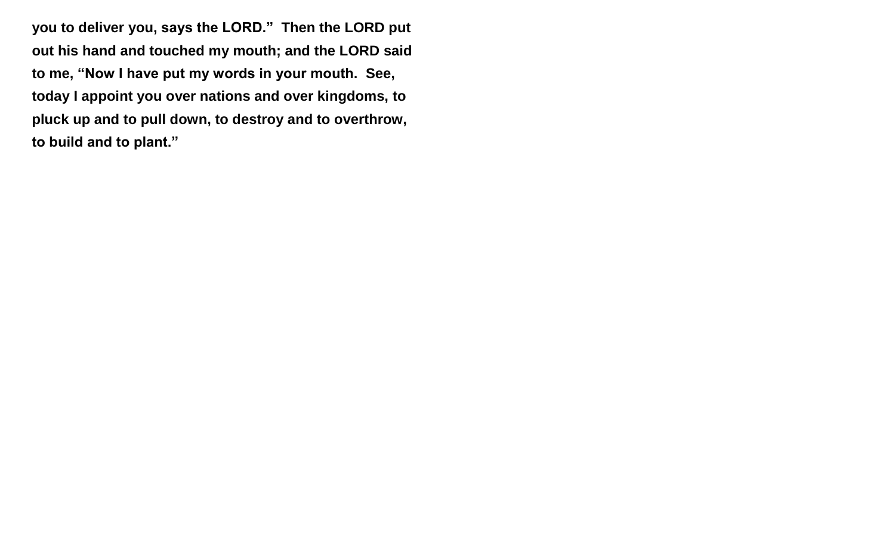**you to deliver you, says the LORD." Then the LORD put out his hand and touched my mouth; and the LORD said to me, "Now I have put my words in your mouth. See, today I appoint you over nations and over kingdoms, to pluck up and to pull down, to destroy and to overthrow, to build and to plant."**